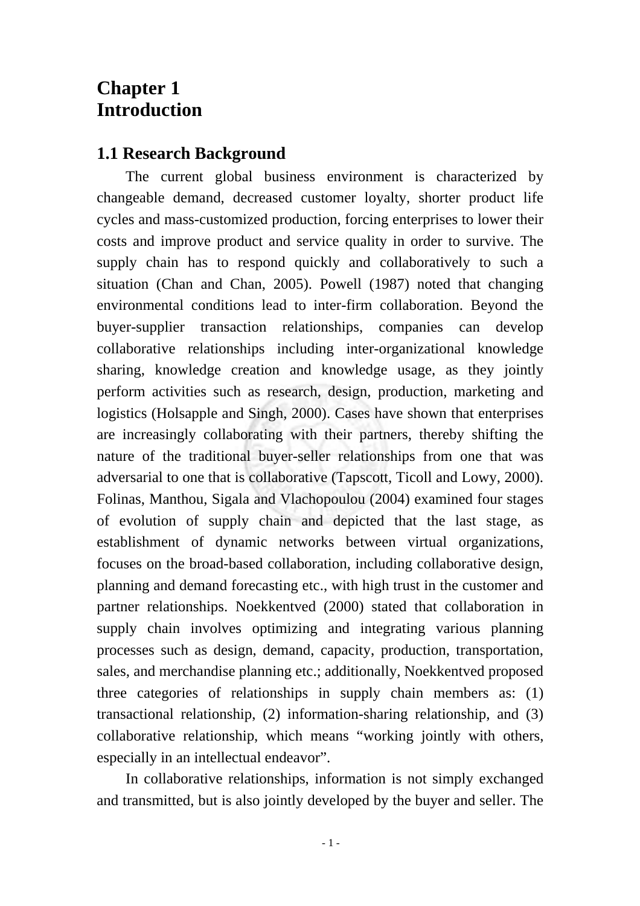# Chapter 1
# Introduction

## 1.1 Research Background

The current global business environment is characterized by changeable demand, decreased customer loyalty, shorter product life cycles and mass-customized production, forcing enterprises to lower their costs and improve product and service quality in order to survive. The supply chain has to respond quickly and collaboratively to such a situation (Chan and Chan, 2005). Powell (1987) noted that changing environmental conditions lead to inter-firm collaboration. Beyond the buyer-supplier transaction relationships, companies can develop collaborative relationships including inter-organizational knowledge sharing, knowledge creation and knowledge usage, as they jointly perform activities such as research, design, production, marketing and logistics (Holsapple and Singh, 2000). Cases have shown that enterprises are increasingly collaborating with their partners, thereby shifting the nature of the traditional buyer-seller relationships from one that was adversarial to one that is collaborative (Tapscott, Ticoll and Lowy, 2000). Folinas, Manthou, Sigala and Vlachopoulou (2004) examined four stages of evolution of supply chain and depicted that the last stage, as establishment of dynamic networks between virtual organizations, focuses on the broad-based collaboration, including collaborative design, planning and demand forecasting etc., with high trust in the customer and partner relationships. Noekkentved (2000) stated that collaboration in supply chain involves optimizing and integrating various planning processes such as design, demand, capacity, production, transportation, sales, and merchandise planning etc.; additionally, Noekkentved proposed three categories of relationships in supply chain members as: (1) transactional relationship, (2) information-sharing relationship, and (3) collaborative relationship, which means "working jointly with others, especially in an intellectual endeavor".

In collaborative relationships, information is not simply exchanged and transmitted, but is also jointly developed by the buyer and seller. The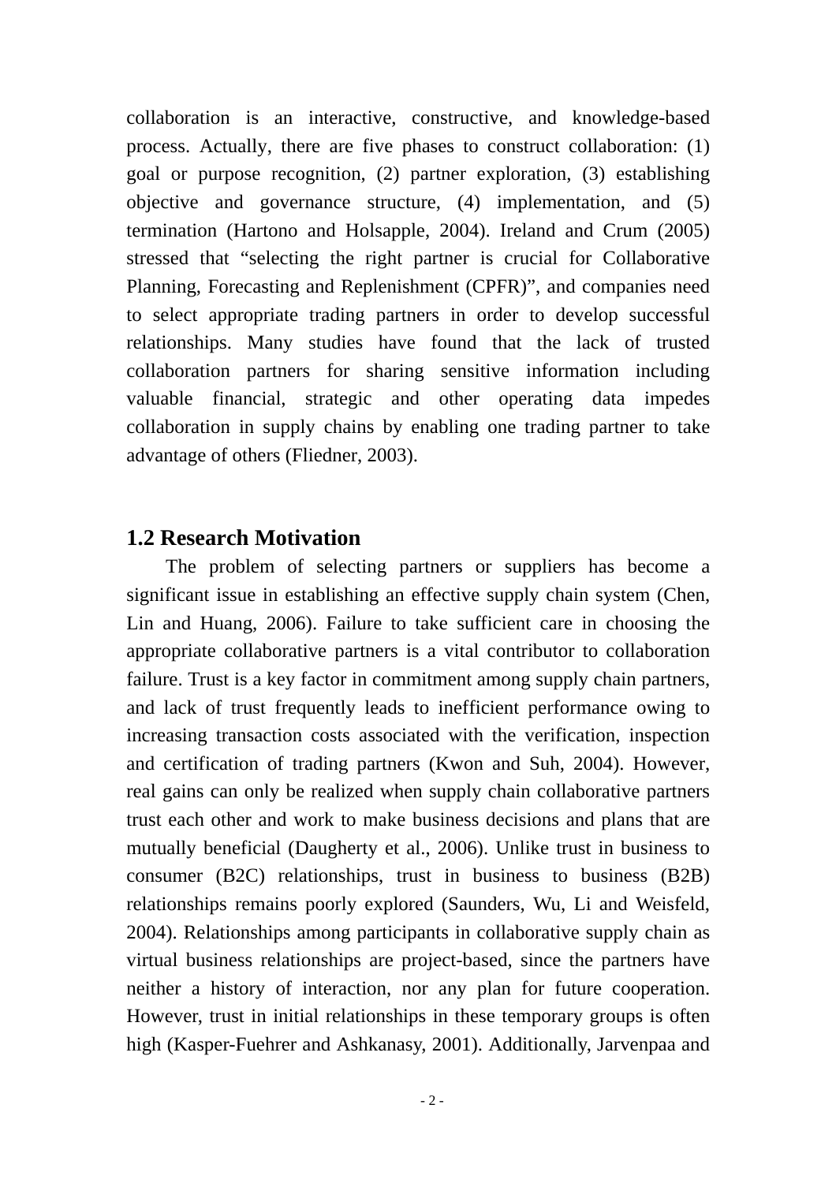collaboration is an interactive, constructive, and knowledge-based process. Actually, there are five phases to construct collaboration: (1) goal or purpose recognition, (2) partner exploration, (3) establishing objective and governance structure, (4) implementation, and (5) termination (Hartono and Holsapple, 2004). Ireland and Crum (2005) stressed that "selecting the right partner is crucial for Collaborative Planning, Forecasting and Replenishment (CPFR)", and companies need to select appropriate trading partners in order to develop successful relationships. Many studies have found that the lack of trusted collaboration partners for sharing sensitive information including valuable financial, strategic and other operating data impedes collaboration in supply chains by enabling one trading partner to take advantage of others (Fliedner, 2003).

## 1.2 Research Motivation

The problem of selecting partners or suppliers has become a significant issue in establishing an effective supply chain system (Chen, Lin and Huang, 2006). Failure to take sufficient care in choosing the appropriate collaborative partners is a vital contributor to collaboration failure. Trust is a key factor in commitment among supply chain partners, and lack of trust frequently leads to inefficient performance owing to increasing transaction costs associated with the verification, inspection and certification of trading partners (Kwon and Suh, 2004). However, real gains can only be realized when supply chain collaborative partners trust each other and work to make business decisions and plans that are mutually beneficial (Daugherty et al., 2006). Unlike trust in business to consumer (B2C) relationships, trust in business to business (B2B) relationships remains poorly explored (Saunders, Wu, Li and Weisfeld, 2004). Relationships among participants in collaborative supply chain as virtual business relationships are project-based, since the partners have neither a history of interaction, nor any plan for future cooperation. However, trust in initial relationships in these temporary groups is often high (Kasper-Fuehrer and Ashkanasy, 2001). Additionally, Jarvenpaa and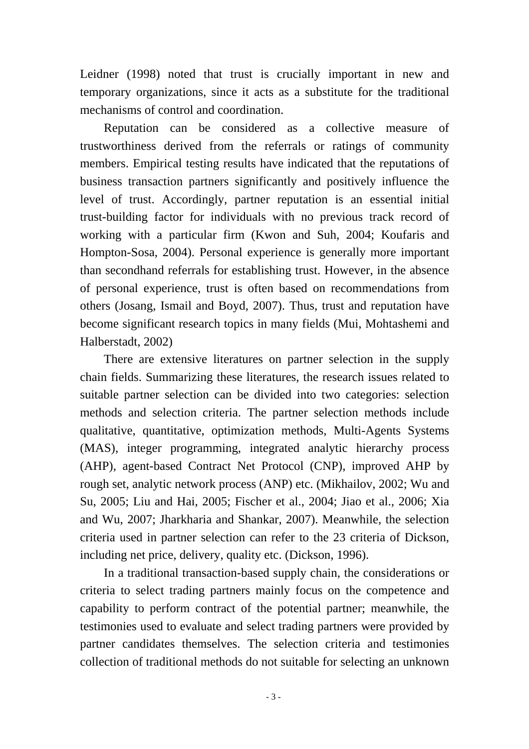Leidner (1998) noted that trust is crucially important in new and temporary organizations, since it acts as a substitute for the traditional mechanisms of control and coordination.

Reputation can be considered as a collective measure of trustworthiness derived from the referrals or ratings of community members. Empirical testing results have indicated that the reputations of business transaction partners significantly and positively influence the level of trust. Accordingly, partner reputation is an essential initial trust-building factor for individuals with no previous track record of working with a particular firm (Kwon and Suh, 2004; Koufaris and Hompton-Sosa, 2004). Personal experience is generally more important than secondhand referrals for establishing trust. However, in the absence of personal experience, trust is often based on recommendations from others (Josang, Ismail and Boyd, 2007). Thus, trust and reputation have become significant research topics in many fields (Mui, Mohtashemi and Halberstadt, 2002)

There are extensive literatures on partner selection in the supply chain fields. Summarizing these literatures, the research issues related to suitable partner selection can be divided into two categories: selection methods and selection criteria. The partner selection methods include qualitative, quantitative, optimization methods, Multi-Agents Systems (MAS), integer programming, integrated analytic hierarchy process (AHP), agent-based Contract Net Protocol (CNP), improved AHP by rough set, analytic network process (ANP) etc. (Mikhailov, 2002; Wu and Su, 2005; Liu and Hai, 2005; Fischer et al., 2004; Jiao et al., 2006; Xia and Wu, 2007; Jharkharia and Shankar, 2007). Meanwhile, the selection criteria used in partner selection can refer to the 23 criteria of Dickson, including net price, delivery, quality etc. (Dickson, 1996).

In a traditional transaction-based supply chain, the considerations or criteria to select trading partners mainly focus on the competence and capability to perform contract of the potential partner; meanwhile, the testimonies used to evaluate and select trading partners were provided by partner candidates themselves. The selection criteria and testimonies collection of traditional methods do not suitable for selecting an unknown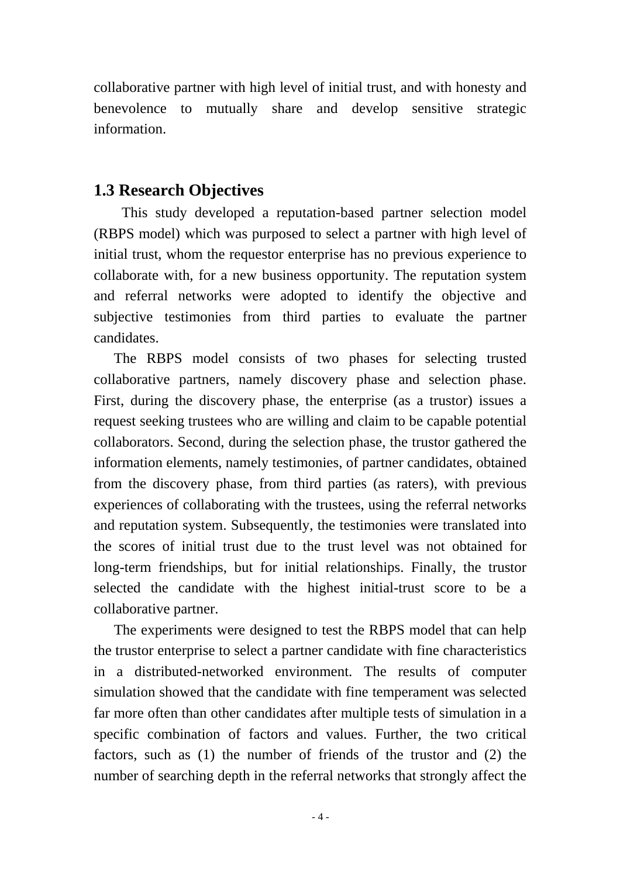collaborative partner with high level of initial trust, and with honesty and benevolence to mutually share and develop sensitive strategic information.

## 1.3 Research Objectives

This study developed a reputation-based partner selection model (RBPS model) which was purposed to select a partner with high level of initial trust, whom the requestor enterprise has no previous experience to collaborate with, for a new business opportunity. The reputation system and referral networks were adopted to identify the objective and subjective testimonies from third parties to evaluate the partner candidates.

The RBPS model consists of two phases for selecting trusted collaborative partners, namely discovery phase and selection phase. First, during the discovery phase, the enterprise (as a trustor) issues a request seeking trustees who are willing and claim to be capable potential collaborators. Second, during the selection phase, the trustor gathered the information elements, namely testimonies, of partner candidates, obtained from the discovery phase, from third parties (as raters), with previous experiences of collaborating with the trustees, using the referral networks and reputation system. Subsequently, the testimonies were translated into the scores of initial trust due to the trust level was not obtained for long-term friendships, but for initial relationships. Finally, the trustor selected the candidate with the highest initial-trust score to be a collaborative partner.

The experiments were designed to test the RBPS model that can help the trustor enterprise to select a partner candidate with fine characteristics in a distributed-networked environment. The results of computer simulation showed that the candidate with fine temperament was selected far more often than other candidates after multiple tests of simulation in a specific combination of factors and values. Further, the two critical factors, such as (1) the number of friends of the trustor and (2) the number of searching depth in the referral networks that strongly affect the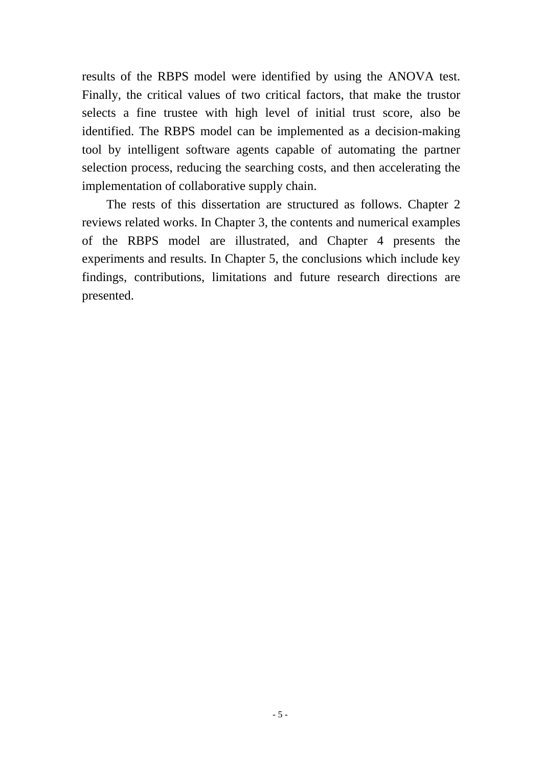results of the RBPS model were identified by using the ANOVA test. Finally, the critical values of two critical factors, that make the trustor selects a fine trustee with high level of initial trust score, also be identified. The RBPS model can be implemented as a decision-making tool by intelligent software agents capable of automating the partner selection process, reducing the searching costs, and then accelerating the implementation of collaborative supply chain.

The rests of this dissertation are structured as follows. Chapter 2 reviews related works. In Chapter 3, the contents and numerical examples of the RBPS model are illustrated, and Chapter 4 presents the experiments and results. In Chapter 5, the conclusions which include key findings, contributions, limitations and future research directions are presented.